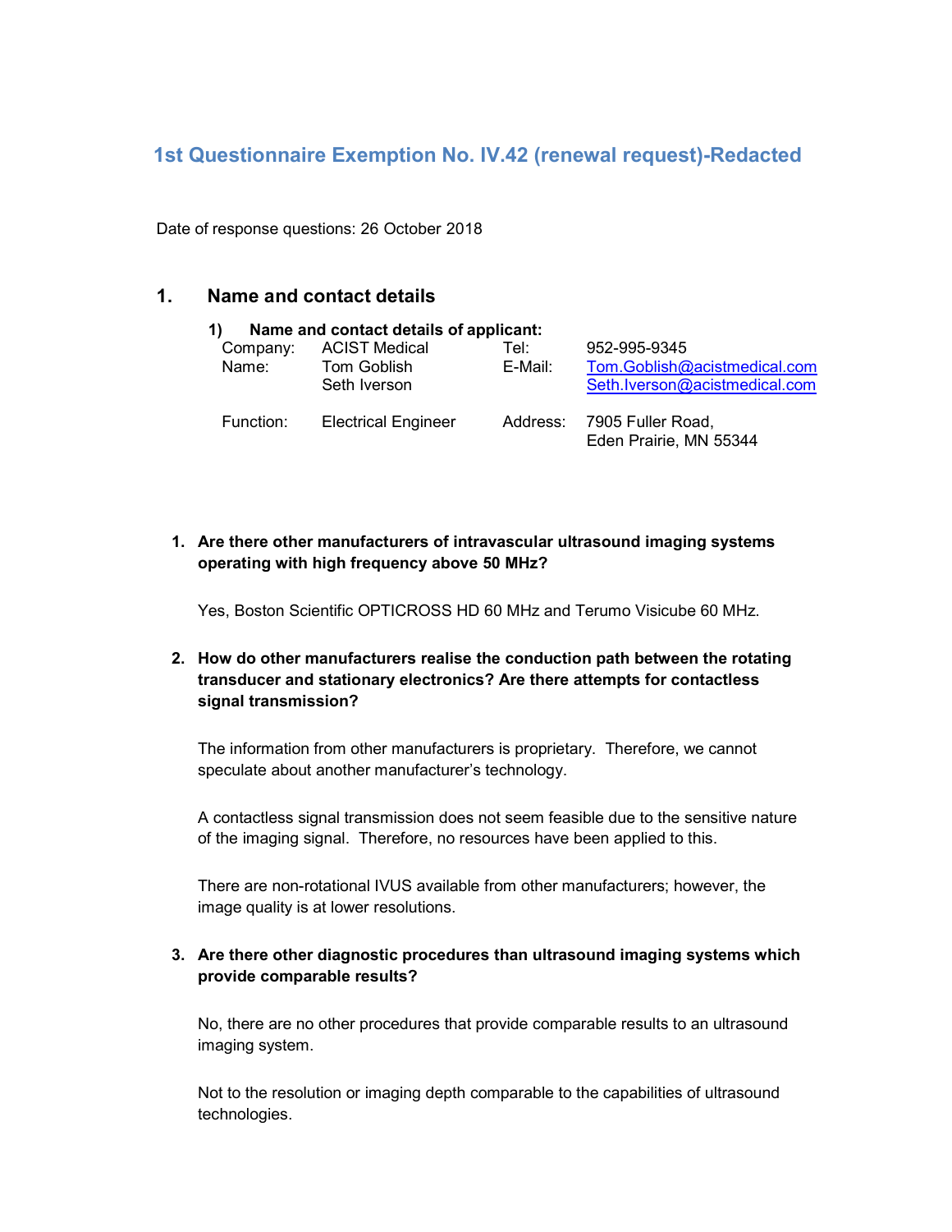# 1st Questionnaire Exemption No. IV.42 (renewal request)-Redacted

Date of response questions: 26 October 2018

## 1. Name and contact details

### 1) Name and contact details of applicant:

| | | | |
|---|---|---|---|
| Company: | ACIST Medical | Tel: | 952-995-9345 |
| Name: | Tom Goblish<br>Seth Iverson | E-Mail: | Tom.Goblish@acistmedical.com<br>Seth.Iverson@acistmedical.com |
| Function: | Electrical Engineer | Address: | 7905 Fuller Road,<br>Eden Prairie, MN 55344 |

1. **Are there other manufacturers of intravascular ultrasound imaging systems operating with high frequency above 50 MHz?**

   Yes, Boston Scientific OPTICROSS HD 60 MHz and Terumo Visicube 60 MHz.

2. **How do other manufacturers realise the conduction path between the rotating transducer and stationary electronics? Are there attempts for contactless signal transmission?**

   The information from other manufacturers is proprietary. Therefore, we cannot speculate about another manufacturer's technology.

   A contactless signal transmission does not seem feasible due to the sensitive nature of the imaging signal. Therefore, no resources have been applied to this.

   There are non-rotational IVUS available from other manufacturers; however, the image quality is at lower resolutions.

3. **Are there other diagnostic procedures than ultrasound imaging systems which provide comparable results?**

   No, there are no other procedures that provide comparable results to an ultrasound imaging system.

   Not to the resolution or imaging depth comparable to the capabilities of ultrasound technologies.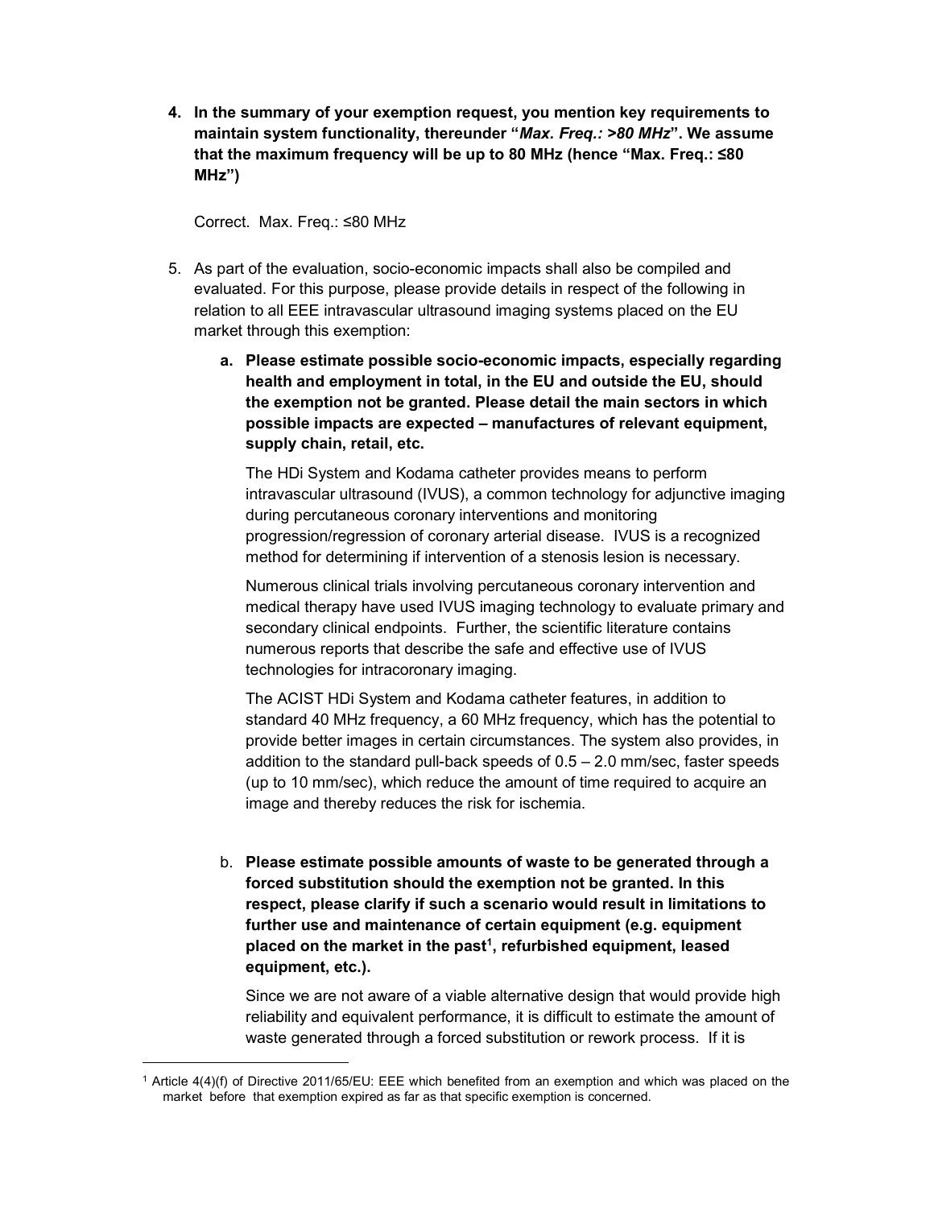4. **In the summary of your exemption request, you mention key requirements to maintain system functionality, thereunder "*Max. Freq.: >80 MHz*". We assume that the maximum frequency will be up to 80 MHz (hence "Max. Freq.: ≤80 MHz")**

   Correct. Max. Freq.: ≤80 MHz

5. As part of the evaluation, socio-economic impacts shall also be compiled and evaluated. For this purpose, please provide details in respect of the following in relation to all EEE intravascular ultrasound imaging systems placed on the EU market through this exemption:

   a. **Please estimate possible socio-economic impacts, especially regarding health and employment in total, in the EU and outside the EU, should the exemption not be granted. Please detail the main sectors in which possible impacts are expected – manufactures of relevant equipment, supply chain, retail, etc.**

      The HDi System and Kodama catheter provides means to perform intravascular ultrasound (IVUS), a common technology for adjunctive imaging during percutaneous coronary interventions and monitoring progression/regression of coronary arterial disease. IVUS is a recognized method for determining if intervention of a stenosis lesion is necessary.

      Numerous clinical trials involving percutaneous coronary intervention and medical therapy have used IVUS imaging technology to evaluate primary and secondary clinical endpoints. Further, the scientific literature contains numerous reports that describe the safe and effective use of IVUS technologies for intracoronary imaging.

      The ACIST HDi System and Kodama catheter features, in addition to standard 40 MHz frequency, a 60 MHz frequency, which has the potential to provide better images in certain circumstances. The system also provides, in addition to the standard pull-back speeds of 0.5 – 2.0 mm/sec, faster speeds (up to 10 mm/sec), which reduce the amount of time required to acquire an image and thereby reduces the risk for ischemia.

   b. **Please estimate possible amounts of waste to be generated through a forced substitution should the exemption not be granted. In this respect, please clarify if such a scenario would result in limitations to further use and maintenance of certain equipment (e.g. equipment placed on the market in the past[1], refurbished equipment, leased equipment, etc.).**

      Since we are not aware of a viable alternative design that would provide high reliability and equivalent performance, it is difficult to estimate the amount of waste generated through a forced substitution or rework process. If it is

[1] Article 4(4)(f) of Directive 2011/65/EU: EEE which benefited from an exemption and which was placed on the market before that exemption expired as far as that specific exemption is concerned.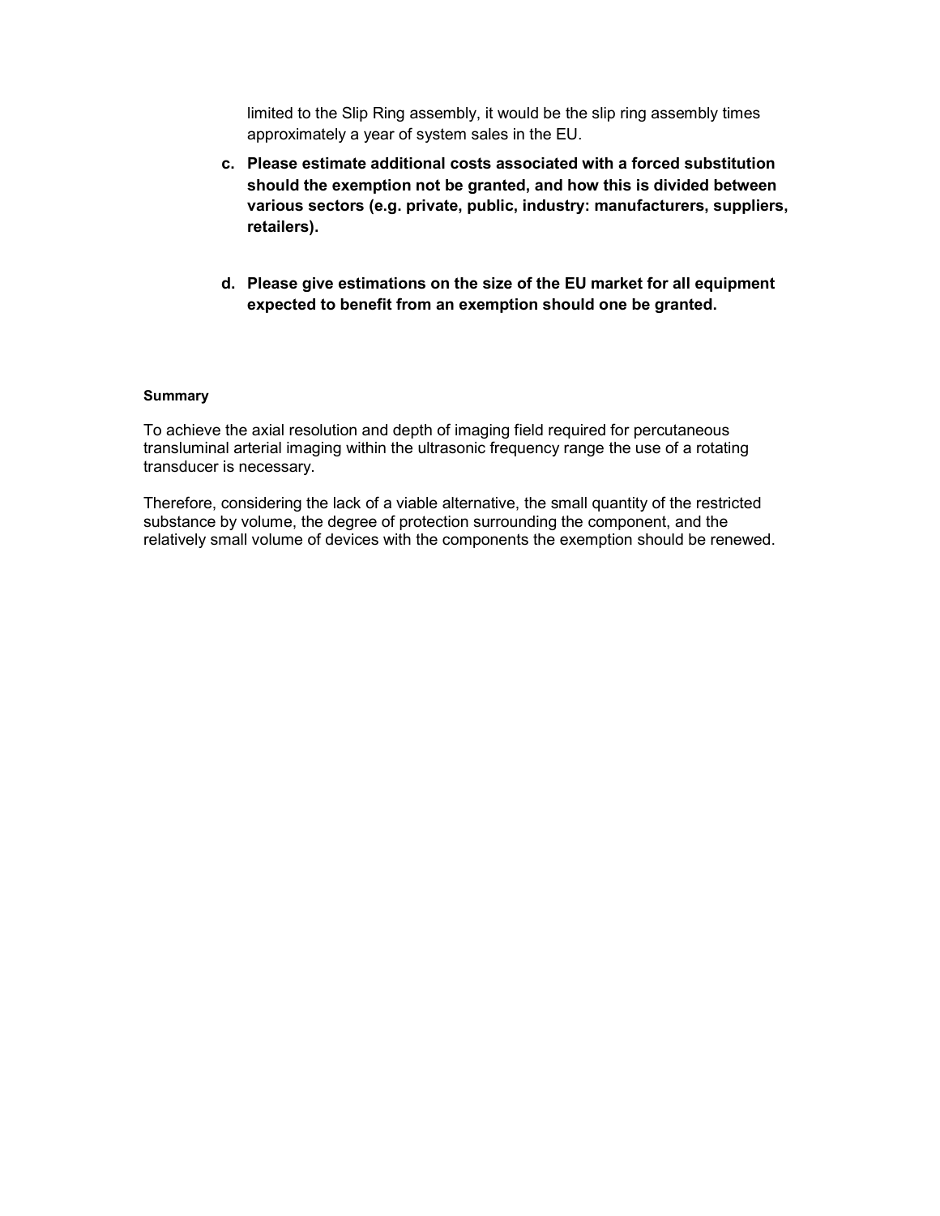limited to the Slip Ring assembly, it would be the slip ring assembly times approximately a year of system sales in the EU.

c. **Please estimate additional costs associated with a forced substitution should the exemption not be granted, and how this is divided between various sectors (e.g. private, public, industry: manufacturers, suppliers, retailers).**

d. **Please give estimations on the size of the EU market for all equipment expected to benefit from an exemption should one be granted.**

**Summary**

To achieve the axial resolution and depth of imaging field required for percutaneous transluminal arterial imaging within the ultrasonic frequency range the use of a rotating transducer is necessary.

Therefore, considering the lack of a viable alternative, the small quantity of the restricted substance by volume, the degree of protection surrounding the component, and the relatively small volume of devices with the components the exemption should be renewed.